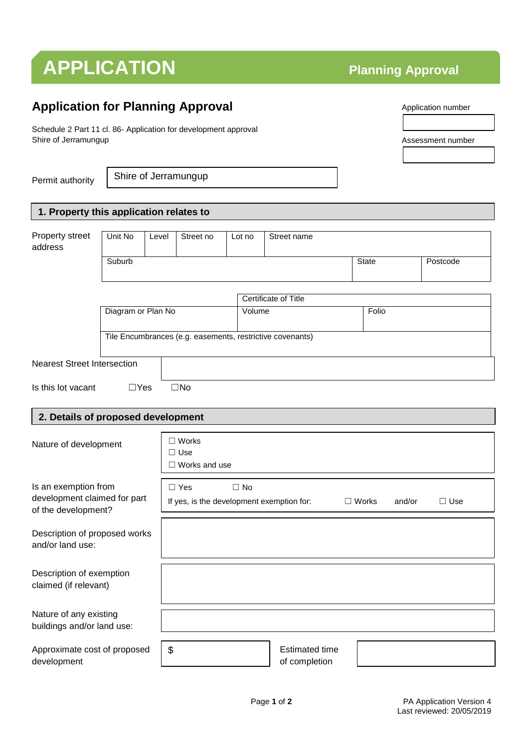# APPLICATION

**Planning Approval**

## Application for Planning Approval

Schedule 2 Part 11 cl. 86- Application for development approval
Shire of Jerramungup

Application number

Assessment number

Permit authority: Shire of Jerramungup

### 1. Property this application relates to

Property street address

| Unit No | Level | Street no | Lot no | Street name | | |
|---|---|---|---|---|---|---|
| Suburb | | | | | State | Postcode |

| | Certificate of Title | |
|---|---|---|
| Diagram or Plan No | Volume | Folio |
| Tile Encumbrances (e.g. easements, restrictive covenants) | | |

Nearest Street Intersection

Is this lot vacant ☐Yes ☐No

### 2. Details of proposed development

| | |
|---|---|
| Nature of development | ☐ Works<br>☐ Use<br>☐ Works and use |
| Is an exemption from development claimed for part of the development? | ☐ Yes ☐ No<br>If yes, is the development exemption for: ☐ Works and/or ☐ Use |
| Description of proposed works and/or land use: | |
| Description of exemption claimed (if relevant) | |
| Nature of any existing buildings and/or land use: | |

| Approximate cost of proposed development | $ | Estimated time of completion | |
|---|---|---|---|

PA Application Version 4
Last reviewed: 20/05/2019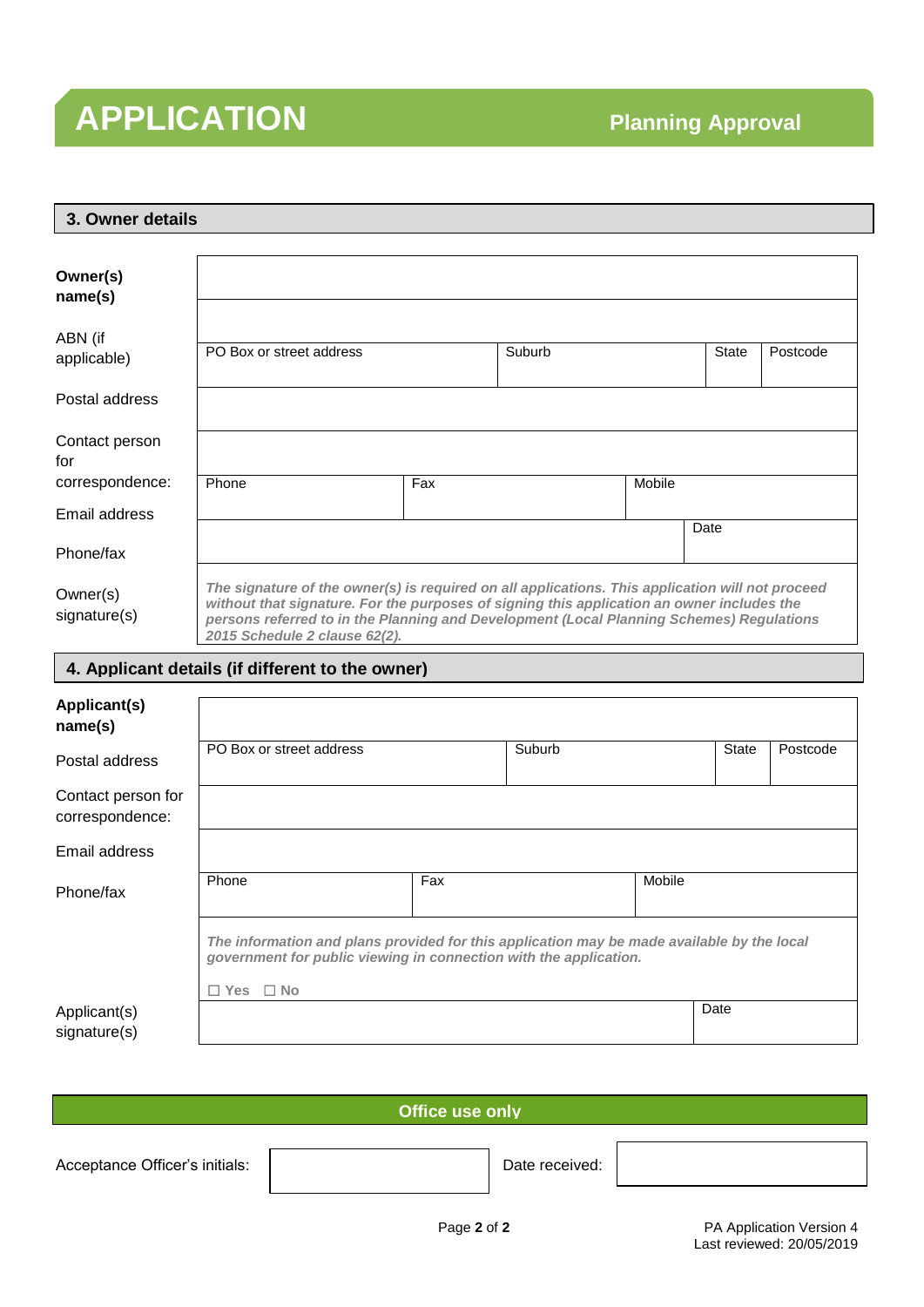# APPLICATION

## Planning Approval

### 3. Owner details

| | | | | | | |
|---|---|---|---|---|---|---|
| **Owner(s) name(s)** | | | | | | |
| ABN (if applicable) | | | | | | |
| Postal address | PO Box or street address | | Suburb | | State | Postcode |
| Contact person for correspondence: | | | | | | |
| Email address | | | | | | |
| Phone/fax | Phone | Fax | | Mobile | | |
| Owner(s) signature(s) | | | | | Date | |
| | ***The signature of the owner(s) is required on all applications. This application will not proceed without that signature. For the purposes of signing this application an owner includes the persons referred to in the Planning and Development (Local Planning Schemes) Regulations 2015 Schedule 2 clause 62(2).*** | | | | | |

### 4. Applicant details (if different to the owner)

| | | | | | | |
|---|---|---|---|---|---|---|
| **Applicant(s) name(s)** | | | | | | |
| Postal address | PO Box or street address | | Suburb | | State | Postcode |
| Contact person for correspondence: | | | | | | |
| Email address | | | | | | |
| Phone/fax | Phone | Fax | | Mobile | | |
| | ***The information and plans provided for this application may be made available by the local government for public viewing in connection with the application.*** ☐ **Yes** ☐ **No** | | | | | |
| Applicant(s) signature(s) | | | | | Date | |

### Office use only

| | | | |
|---|---|---|---|
| Acceptance Officer's initials: | | Date received: | |

PA Application Version 4
Last reviewed: 20/05/2019